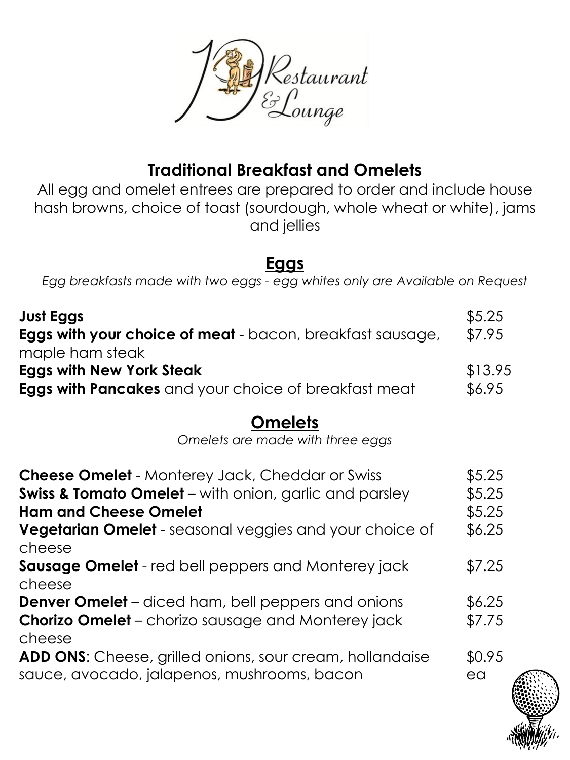19 Restaurant & Lounge

## Traditional Breakfast and Omelets

All egg and omelet entrees are prepared to order and include house hash browns, choice of toast (sourdough, whole wheat or white), jams and jellies

### Eggs

*Egg breakfasts made with two eggs - egg whites only are Available on Request*

| | |
|---|---|
| **Just Eggs** | $5.25 |
| **Eggs with your choice of meat** - bacon, breakfast sausage, maple ham steak | $7.95 |
| **Eggs with New York Steak** | $13.95 |
| **Eggs with Pancakes** and your choice of breakfast meat | $6.95 |

### Omelets

*Omelets are made with three eggs*

| | |
|---|---|
| **Cheese Omelet** - Monterey Jack, Cheddar or Swiss | $5.25 |
| **Swiss & Tomato Omelet** – with onion, garlic and parsley | $5.25 |
| **Ham and Cheese Omelet** | $5.25 |
| **Vegetarian Omelet** - seasonal veggies and your choice of cheese | $6.25 |
| **Sausage Omelet** - red bell peppers and Monterey jack cheese | $7.25 |
| **Denver Omelet** – diced ham, bell peppers and onions | $6.25 |
| **Chorizo Omelet** – chorizo sausage and Monterey jack cheese | $7.75 |
| **ADD ONS**: Cheese, grilled onions, sour cream, hollandaise sauce, avocado, jalapenos, mushrooms, bacon | $0.95 ea |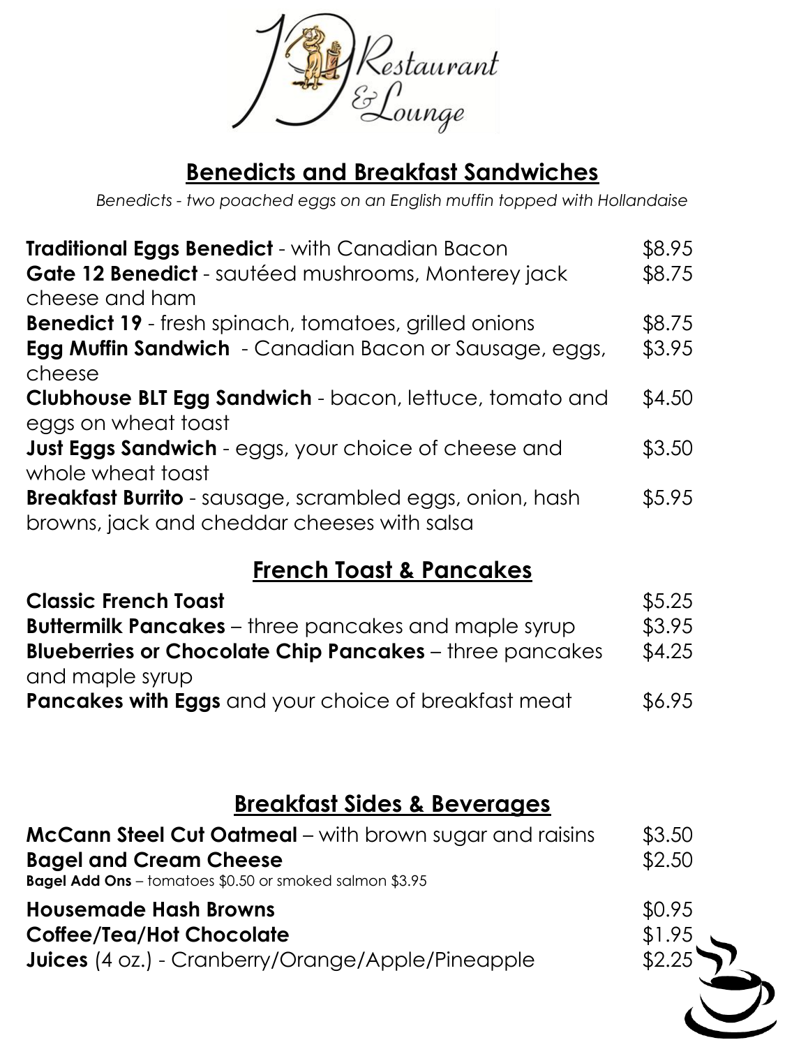19 Restaurant & Lounge

## Benedicts and Breakfast Sandwiches

*Benedicts - two poached eggs on an English muffin topped with Hollandaise*

| | |
|---|---|
| **Traditional Eggs Benedict** - with Canadian Bacon | $8.95 |
| **Gate 12 Benedict** - sautéed mushrooms, Monterey jack cheese and ham | $8.75 |
| **Benedict 19** - fresh spinach, tomatoes, grilled onions | $8.75 |
| **Egg Muffin Sandwich** - Canadian Bacon or Sausage, eggs, cheese | $3.95 |
| **Clubhouse BLT Egg Sandwich** - bacon, lettuce, tomato and eggs on wheat toast | $4.50 |
| **Just Eggs Sandwich** - eggs, your choice of cheese and whole wheat toast | $3.50 |
| **Breakfast Burrito** - sausage, scrambled eggs, onion, hash browns, jack and cheddar cheeses with salsa | $5.95 |

## French Toast & Pancakes

| | |
|---|---|
| **Classic French Toast** | $5.25 |
| **Buttermilk Pancakes** – three pancakes and maple syrup | $3.95 |
| **Blueberries or Chocolate Chip Pancakes** – three pancakes and maple syrup | $4.25 |
| **Pancakes with Eggs** and your choice of breakfast meat | $6.95 |

## Breakfast Sides & Beverages

| | |
|---|---|
| **McCann Steel Cut Oatmeal** – with brown sugar and raisins | $3.50 |
| **Bagel and Cream Cheese** | $2.50 |
| **Bagel Add Ons** – tomatoes $0.50 or smoked salmon $3.95 | |
| **Housemade Hash Browns** | $0.95 |
| **Coffee/Tea/Hot Chocolate** | $1.95 |
| **Juices** (4 oz.) - Cranberry/Orange/Apple/Pineapple | $2.25 |